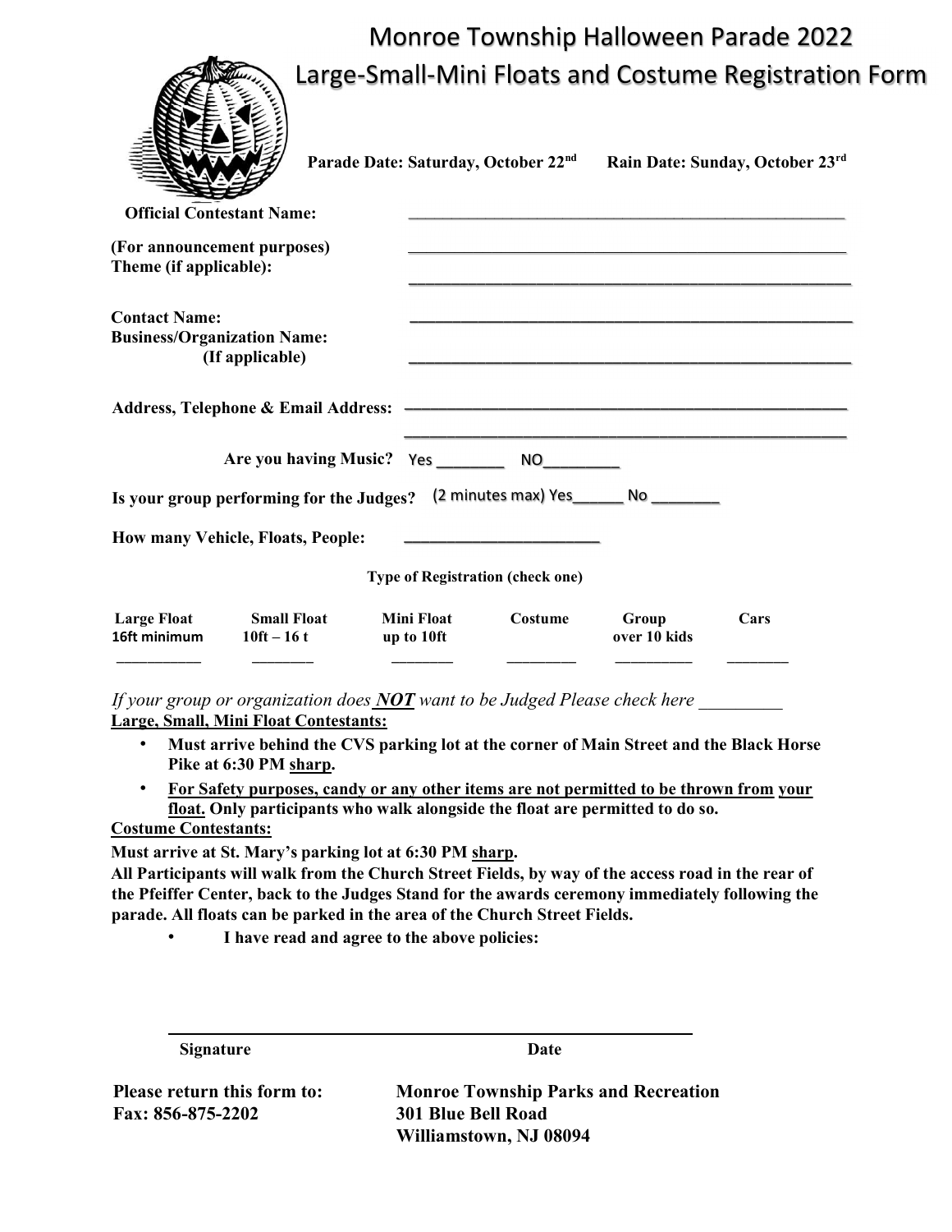# Monroe Township Halloween Parade 2022
## Large-Small-Mini Floats and Costume Registration Form

**Parade Date: Saturday, October 22nd** **Rain Date: Sunday, October 23rd**

**Official Contestant Name:** ______________________________________________

**(For announcement purposes)** ______________________________________________
**Theme (if applicable):** ______________________________________________

**Contact Name:** ______________________________________________
**Business/Organization Name: (If applicable)** ______________________________________________

**Address, Telephone & Email Address:** ______________________________________________
______________________________________________

**Are you having Music?** Yes ________ NO_________

**Is your group performing for the Judges?** (2 minutes max) Yes______ No ________

**How many Vehicle, Floats, People:** _______________________

**Type of Registration (check one)**

| Large Float 16ft minimum | Small Float 10ft – 16 t | Mini Float up to 10ft | Costume | Group over 10 kids | Cars |
|---|---|---|---|---|---|
| __________ | _______ | _______ | ________ | _________ | _______ |

*If your group or organization does* ***NOT*** *want to be Judged Please check here* _________

**Large, Small, Mini Float Contestants:**

- **Must arrive behind the CVS parking lot at the corner of Main Street and the Black Horse Pike at 6:30 PM sharp.**
- **For Safety purposes, candy or any other items are not permitted to be thrown from your float. Only participants who walk alongside the float are permitted to do so.**

**Costume Contestants:**

**Must arrive at St. Mary's parking lot at 6:30 PM sharp.**
**All Participants will walk from the Church Street Fields, by way of the access road in the rear of the Pfeiffer Center, back to the Judges Stand for the awards ceremony immediately following the parade. All floats can be parked in the area of the Church Street Fields.**

- **I have read and agree to the above policies:**

______________________________________________

**Signature** **Date**

**Please return this form to:**
**Fax: 856-875-2202**

**Monroe Township Parks and Recreation**
**301 Blue Bell Road**
**Williamstown, NJ 08094**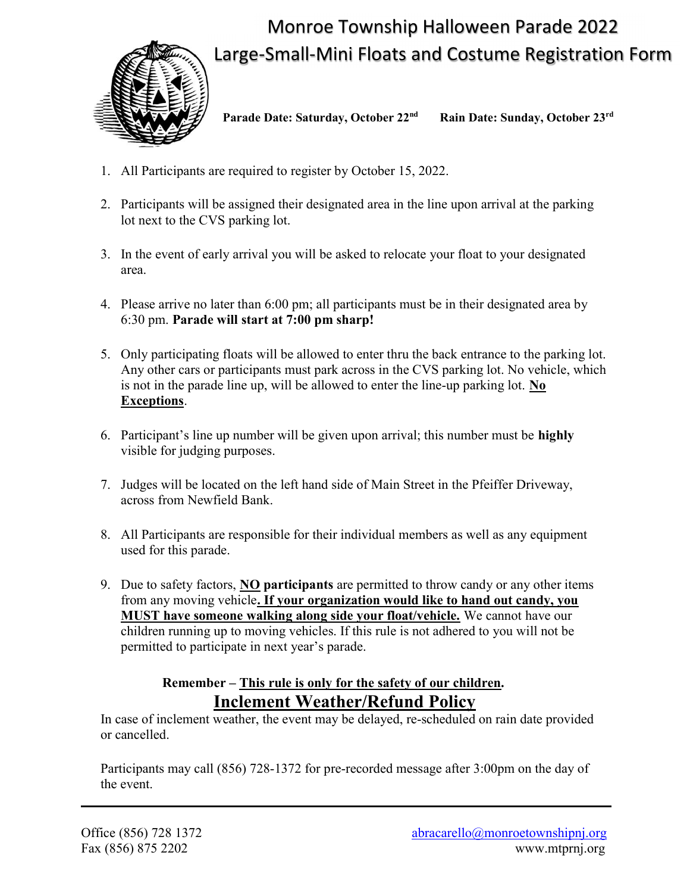# Monroe Township Halloween Parade 2022

## Large-Small-Mini Floats and Costume Registration Form

**Parade Date: Saturday, October 22nd** **Rain Date: Sunday, October 23rd**

1. All Participants are required to register by October 15, 2022.
2. Participants will be assigned their designated area in the line upon arrival at the parking lot next to the CVS parking lot.
3. In the event of early arrival you will be asked to relocate your float to your designated area.
4. Please arrive no later than 6:00 pm; all participants must be in their designated area by 6:30 pm. **Parade will start at 7:00 pm sharp!**
5. Only participating floats will be allowed to enter thru the back entrance to the parking lot. Any other cars or participants must park across in the CVS parking lot. No vehicle, which is not in the parade line up, will be allowed to enter the line-up parking lot. **No Exceptions**.
6. Participant's line up number will be given upon arrival; this number must be **highly** visible for judging purposes.
7. Judges will be located on the left hand side of Main Street in the Pfeiffer Driveway, across from Newfield Bank.
8. All Participants are responsible for their individual members as well as any equipment used for this parade.
9. Due to safety factors, **NO participants** are permitted to throw candy or any other items from any moving vehicle**. If your organization would like to hand out candy, you MUST have someone walking along side your float/vehicle.** We cannot have our children running up to moving vehicles. If this rule is not adhered to you will not be permitted to participate in next year's parade.

**Remember – This rule is only for the safety of our children.**

## Inclement Weather/Refund Policy

In case of inclement weather, the event may be delayed, re-scheduled on rain date provided or cancelled.

Participants may call (856) 728-1372 for pre-recorded message after 3:00pm on the day of the event.

---

Office (856) 728 1372
Fax (856) 875 2202

abracarello@monroetownshipnj.org
www.mtprnj.org